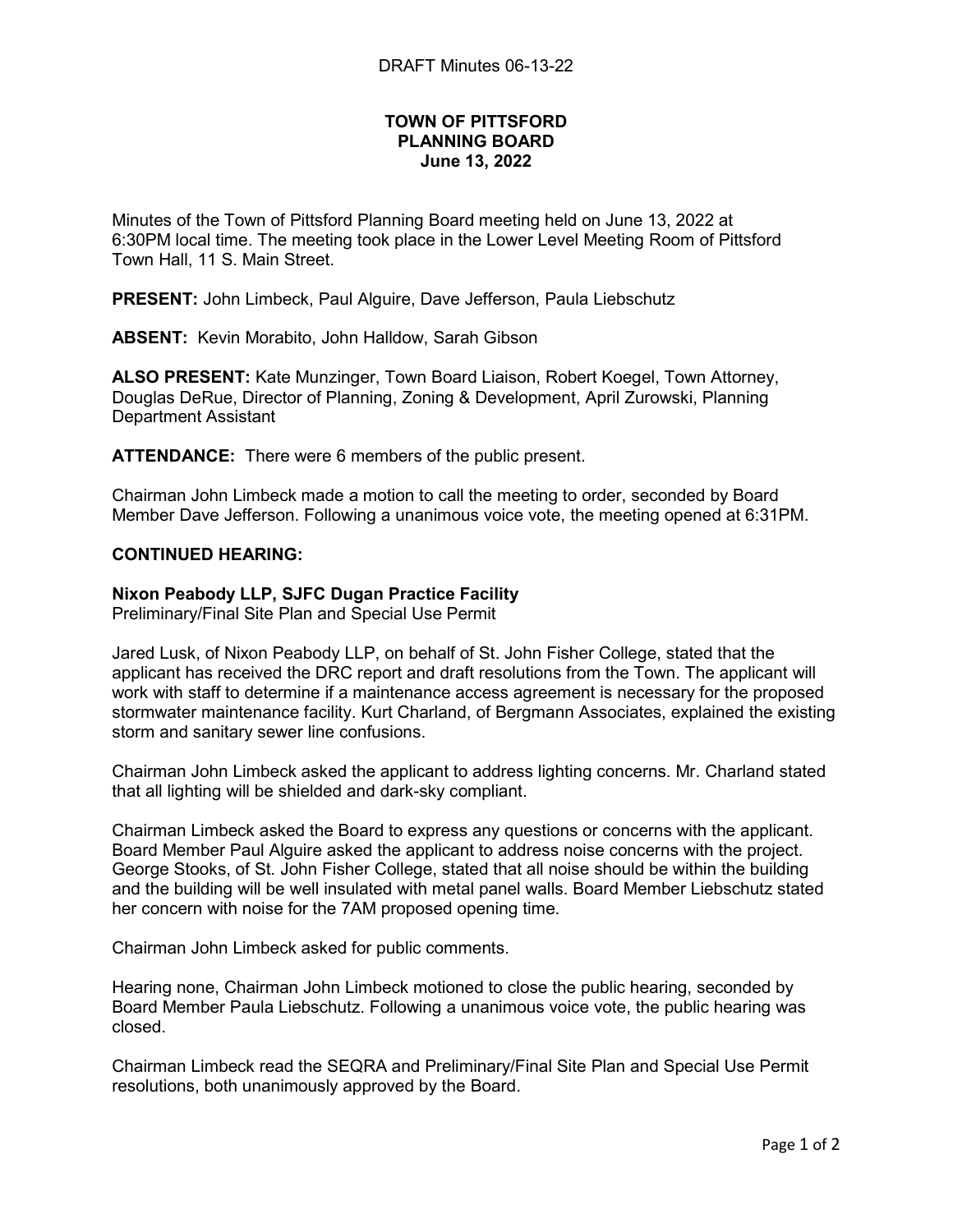**TOWN OF PITTSFORD**
**PLANNING BOARD**
**June 13, 2022**

Minutes of the Town of Pittsford Planning Board meeting held on June 13, 2022 at 6:30PM local time. The meeting took place in the Lower Level Meeting Room of Pittsford Town Hall, 11 S. Main Street.

**PRESENT:** John Limbeck, Paul Alguire, Dave Jefferson, Paula Liebschutz

**ABSENT:** Kevin Morabito, John Halldow, Sarah Gibson

**ALSO PRESENT:** Kate Munzinger, Town Board Liaison, Robert Koegel, Town Attorney, Douglas DeRue, Director of Planning, Zoning & Development, April Zurowski, Planning Department Assistant

**ATTENDANCE:** There were 6 members of the public present.

Chairman John Limbeck made a motion to call the meeting to order, seconded by Board Member Dave Jefferson. Following a unanimous voice vote, the meeting opened at 6:31PM.

**CONTINUED HEARING:**

**Nixon Peabody LLP, SJFC Dugan Practice Facility**
Preliminary/Final Site Plan and Special Use Permit

Jared Lusk, of Nixon Peabody LLP, on behalf of St. John Fisher College, stated that the applicant has received the DRC report and draft resolutions from the Town. The applicant will work with staff to determine if a maintenance access agreement is necessary for the proposed stormwater maintenance facility. Kurt Charland, of Bergmann Associates, explained the existing storm and sanitary sewer line confusions.

Chairman John Limbeck asked the applicant to address lighting concerns. Mr. Charland stated that all lighting will be shielded and dark-sky compliant.

Chairman Limbeck asked the Board to express any questions or concerns with the applicant. Board Member Paul Alguire asked the applicant to address noise concerns with the project. George Stooks, of St. John Fisher College, stated that all noise should be within the building and the building will be well insulated with metal panel walls. Board Member Liebschutz stated her concern with noise for the 7AM proposed opening time.

Chairman John Limbeck asked for public comments.

Hearing none, Chairman John Limbeck motioned to close the public hearing, seconded by Board Member Paula Liebschutz. Following a unanimous voice vote, the public hearing was closed.

Chairman Limbeck read the SEQRA and Preliminary/Final Site Plan and Special Use Permit resolutions, both unanimously approved by the Board.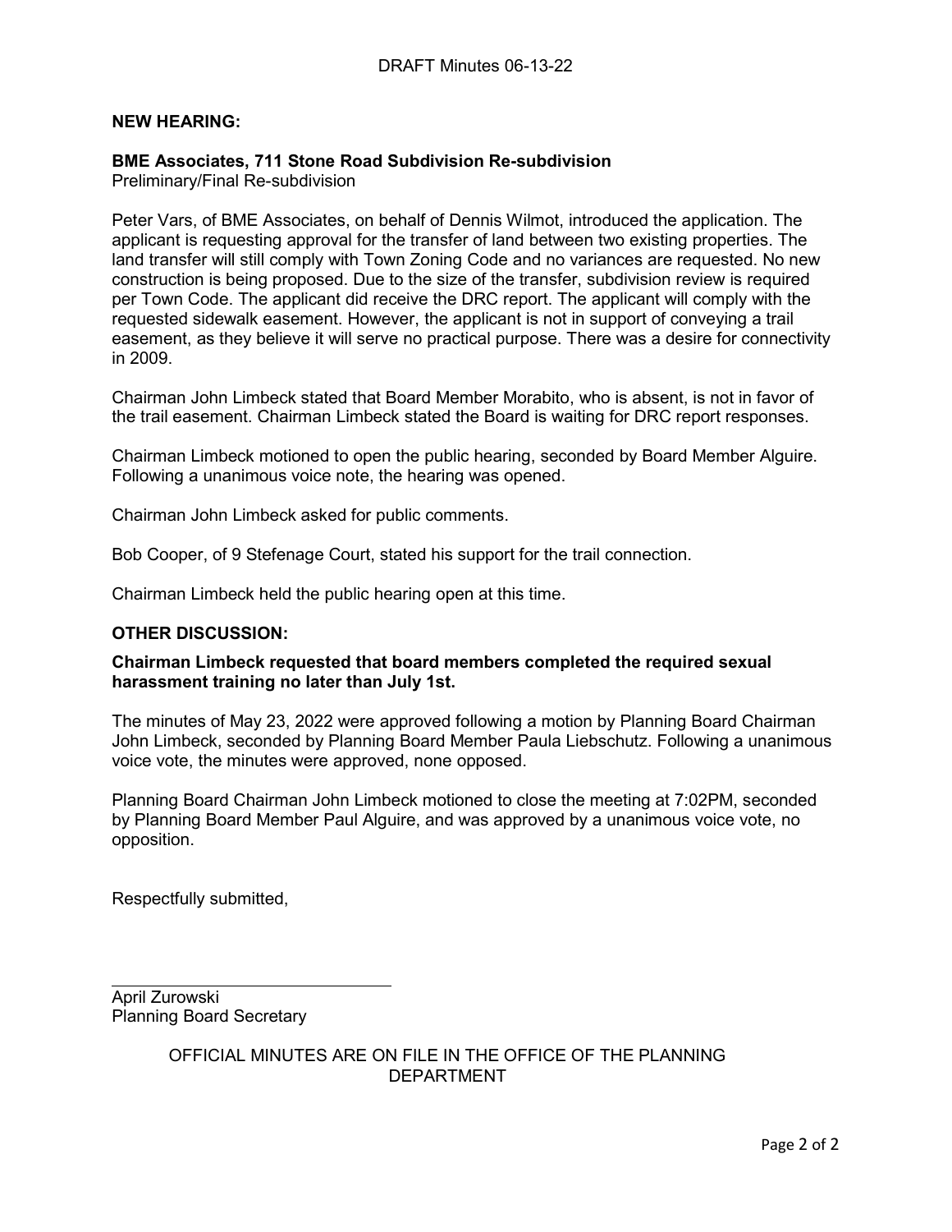DRAFT Minutes 06-13-22

**NEW HEARING:**

**BME Associates, 711 Stone Road Subdivision Re-subdivision**
Preliminary/Final Re-subdivision

Peter Vars, of BME Associates, on behalf of Dennis Wilmot, introduced the application. The applicant is requesting approval for the transfer of land between two existing properties. The land transfer will still comply with Town Zoning Code and no variances are requested. No new construction is being proposed. Due to the size of the transfer, subdivision review is required per Town Code. The applicant did receive the DRC report. The applicant will comply with the requested sidewalk easement. However, the applicant is not in support of conveying a trail easement, as they believe it will serve no practical purpose. There was a desire for connectivity in 2009.

Chairman John Limbeck stated that Board Member Morabito, who is absent, is not in favor of the trail easement. Chairman Limbeck stated the Board is waiting for DRC report responses.

Chairman Limbeck motioned to open the public hearing, seconded by Board Member Alguire. Following a unanimous voice note, the hearing was opened.

Chairman John Limbeck asked for public comments.

Bob Cooper, of 9 Stefenage Court, stated his support for the trail connection.

Chairman Limbeck held the public hearing open at this time.

**OTHER DISCUSSION:**

**Chairman Limbeck requested that board members completed the required sexual harassment training no later than July 1st.**

The minutes of May 23, 2022 were approved following a motion by Planning Board Chairman John Limbeck, seconded by Planning Board Member Paula Liebschutz. Following a unanimous voice vote, the minutes were approved, none opposed.

Planning Board Chairman John Limbeck motioned to close the meeting at 7:02PM, seconded by Planning Board Member Paul Alguire, and was approved by a unanimous voice vote, no opposition.

Respectfully submitted,

April Zurowski
Planning Board Secretary

OFFICIAL MINUTES ARE ON FILE IN THE OFFICE OF THE PLANNING DEPARTMENT